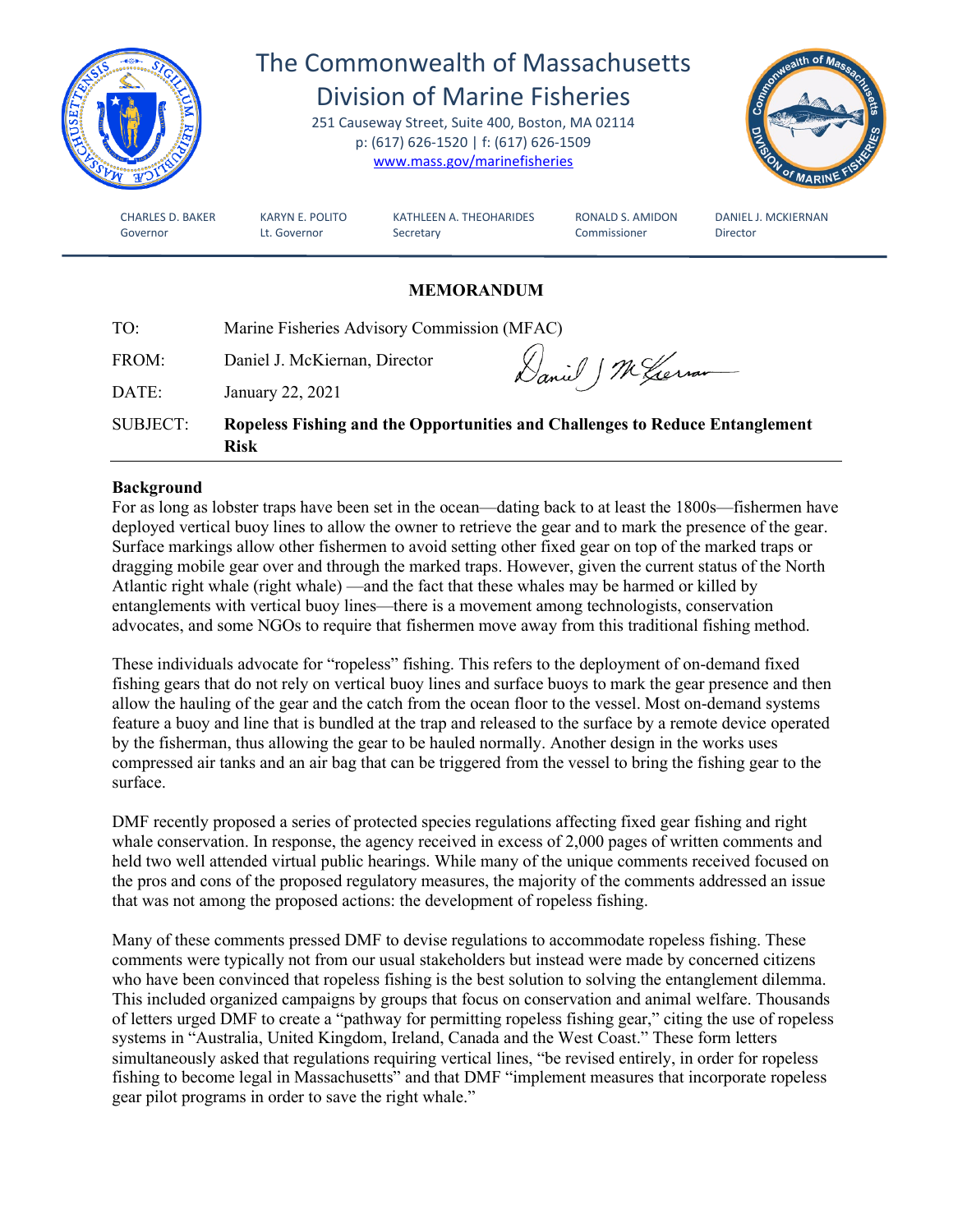# The Commonwealth of Massachusetts
## Division of Marine Fisheries

251 Causeway Street, Suite 400, Boston, MA 02114
p: (617) 626-1520 | f: (617) 626-1509
www.mass.gov/marinefisheries

| CHARLES D. BAKER | KARYN E. POLITO | KATHLEEN A. THEOHARIDES | RONALD S. AMIDON | DANIEL J. MCKIERNAN |
|---|---|---|---|---|
| Governor | Lt. Governor | Secretary | Commissioner | Director |

**MEMORANDUM**

TO: Marine Fisheries Advisory Commission (MFAC)

FROM: Daniel J. McKiernan, Director

DATE: January 22, 2021

SUBJECT: **Ropeless Fishing and the Opportunities and Challenges to Reduce Entanglement Risk**

**Background**

For as long as lobster traps have been set in the ocean—dating back to at least the 1800s—fishermen have deployed vertical buoy lines to allow the owner to retrieve the gear and to mark the presence of the gear. Surface markings allow other fishermen to avoid setting other fixed gear on top of the marked traps or dragging mobile gear over and through the marked traps. However, given the current status of the North Atlantic right whale (right whale) —and the fact that these whales may be harmed or killed by entanglements with vertical buoy lines—there is a movement among technologists, conservation advocates, and some NGOs to require that fishermen move away from this traditional fishing method.

These individuals advocate for "ropeless" fishing. This refers to the deployment of on-demand fixed fishing gears that do not rely on vertical buoy lines and surface buoys to mark the gear presence and then allow the hauling of the gear and the catch from the ocean floor to the vessel. Most on-demand systems feature a buoy and line that is bundled at the trap and released to the surface by a remote device operated by the fisherman, thus allowing the gear to be hauled normally. Another design in the works uses compressed air tanks and an air bag that can be triggered from the vessel to bring the fishing gear to the surface.

DMF recently proposed a series of protected species regulations affecting fixed gear fishing and right whale conservation. In response, the agency received in excess of 2,000 pages of written comments and held two well attended virtual public hearings. While many of the unique comments received focused on the pros and cons of the proposed regulatory measures, the majority of the comments addressed an issue that was not among the proposed actions: the development of ropeless fishing.

Many of these comments pressed DMF to devise regulations to accommodate ropeless fishing. These comments were typically not from our usual stakeholders but instead were made by concerned citizens who have been convinced that ropeless fishing is the best solution to solving the entanglement dilemma. This included organized campaigns by groups that focus on conservation and animal welfare. Thousands of letters urged DMF to create a "pathway for permitting ropeless fishing gear," citing the use of ropeless systems in "Australia, United Kingdom, Ireland, Canada and the West Coast." These form letters simultaneously asked that regulations requiring vertical lines, "be revised entirely, in order for ropeless fishing to become legal in Massachusetts" and that DMF "implement measures that incorporate ropeless gear pilot programs in order to save the right whale."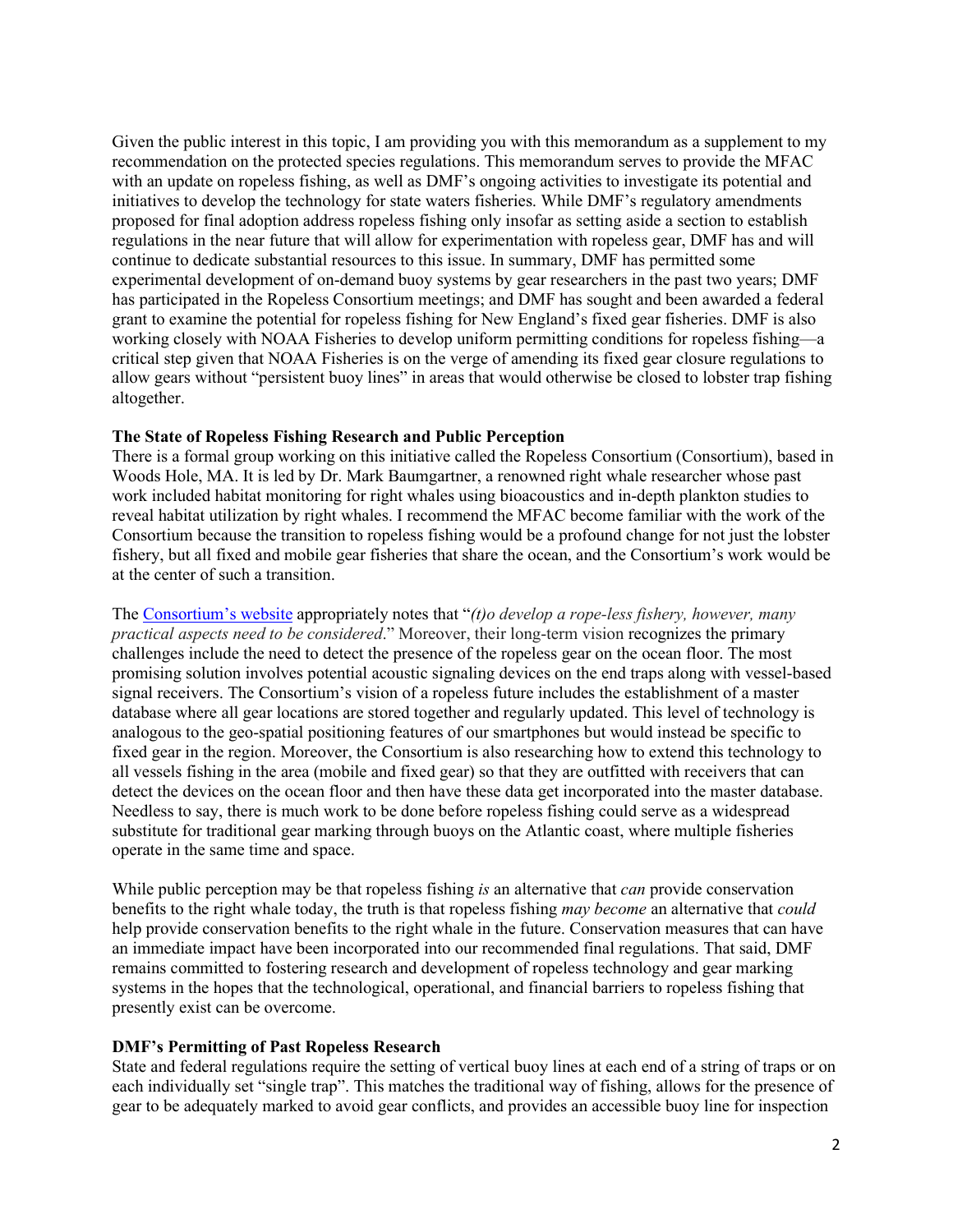Given the public interest in this topic, I am providing you with this memorandum as a supplement to my recommendation on the protected species regulations. This memorandum serves to provide the MFAC with an update on ropeless fishing, as well as DMF's ongoing activities to investigate its potential and initiatives to develop the technology for state waters fisheries. While DMF's regulatory amendments proposed for final adoption address ropeless fishing only insofar as setting aside a section to establish regulations in the near future that will allow for experimentation with ropeless gear, DMF has and will continue to dedicate substantial resources to this issue. In summary, DMF has permitted some experimental development of on-demand buoy systems by gear researchers in the past two years; DMF has participated in the Ropeless Consortium meetings; and DMF has sought and been awarded a federal grant to examine the potential for ropeless fishing for New England's fixed gear fisheries. DMF is also working closely with NOAA Fisheries to develop uniform permitting conditions for ropeless fishing—a critical step given that NOAA Fisheries is on the verge of amending its fixed gear closure regulations to allow gears without "persistent buoy lines" in areas that would otherwise be closed to lobster trap fishing altogether.

**The State of Ropeless Fishing Research and Public Perception**

There is a formal group working on this initiative called the Ropeless Consortium (Consortium), based in Woods Hole, MA. It is led by Dr. Mark Baumgartner, a renowned right whale researcher whose past work included habitat monitoring for right whales using bioacoustics and in-depth plankton studies to reveal habitat utilization by right whales. I recommend the MFAC become familiar with the work of the Consortium because the transition to ropeless fishing would be a profound change for not just the lobster fishery, but all fixed and mobile gear fisheries that share the ocean, and the Consortium's work would be at the center of such a transition.

The Consortium's website appropriately notes that "*(t)o develop a rope-less fishery, however, many practical aspects need to be considered*." Moreover, their long-term vision recognizes the primary challenges include the need to detect the presence of the ropeless gear on the ocean floor. The most promising solution involves potential acoustic signaling devices on the end traps along with vessel-based signal receivers. The Consortium's vision of a ropeless future includes the establishment of a master database where all gear locations are stored together and regularly updated. This level of technology is analogous to the geo-spatial positioning features of our smartphones but would instead be specific to fixed gear in the region. Moreover, the Consortium is also researching how to extend this technology to all vessels fishing in the area (mobile and fixed gear) so that they are outfitted with receivers that can detect the devices on the ocean floor and then have these data get incorporated into the master database. Needless to say, there is much work to be done before ropeless fishing could serve as a widespread substitute for traditional gear marking through buoys on the Atlantic coast, where multiple fisheries operate in the same time and space.

While public perception may be that ropeless fishing *is* an alternative that *can* provide conservation benefits to the right whale today, the truth is that ropeless fishing *may become* an alternative that *could* help provide conservation benefits to the right whale in the future. Conservation measures that can have an immediate impact have been incorporated into our recommended final regulations. That said, DMF remains committed to fostering research and development of ropeless technology and gear marking systems in the hopes that the technological, operational, and financial barriers to ropeless fishing that presently exist can be overcome.

**DMF's Permitting of Past Ropeless Research**

State and federal regulations require the setting of vertical buoy lines at each end of a string of traps or on each individually set "single trap". This matches the traditional way of fishing, allows for the presence of gear to be adequately marked to avoid gear conflicts, and provides an accessible buoy line for inspection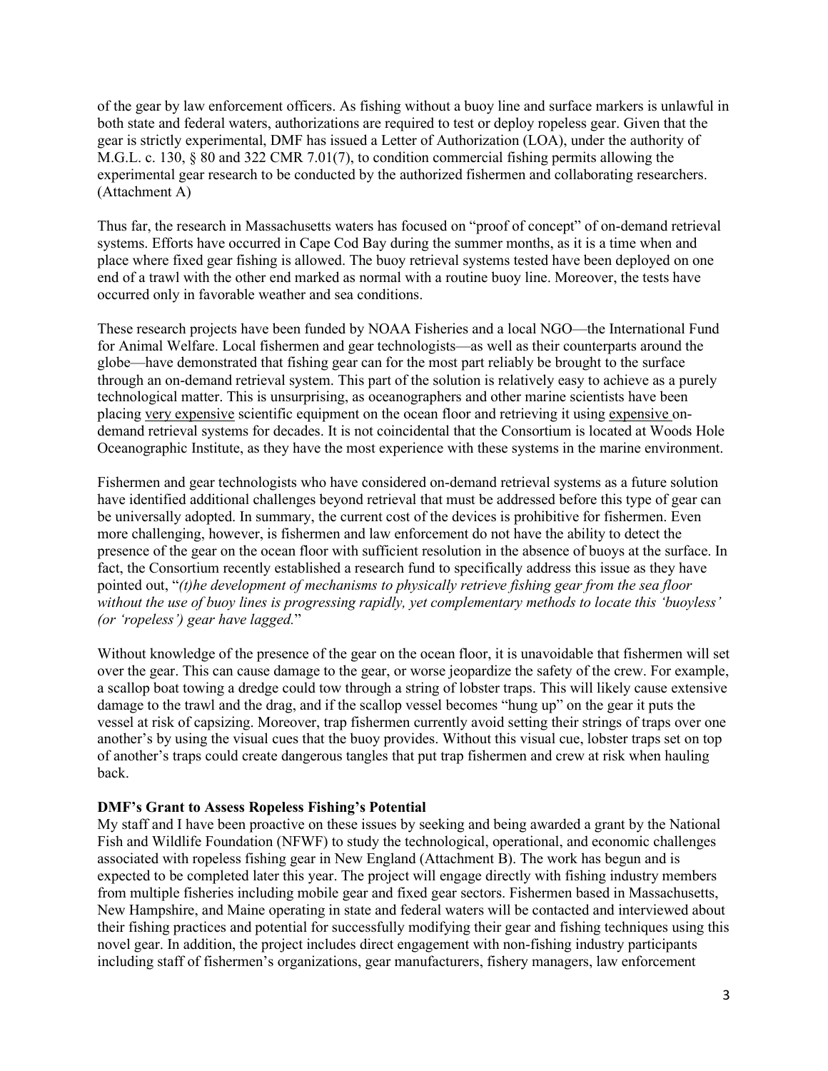of the gear by law enforcement officers. As fishing without a buoy line and surface markers is unlawful in both state and federal waters, authorizations are required to test or deploy ropeless gear. Given that the gear is strictly experimental, DMF has issued a Letter of Authorization (LOA), under the authority of M.G.L. c. 130, § 80 and 322 CMR 7.01(7), to condition commercial fishing permits allowing the experimental gear research to be conducted by the authorized fishermen and collaborating researchers. (Attachment A)

Thus far, the research in Massachusetts waters has focused on "proof of concept" of on-demand retrieval systems. Efforts have occurred in Cape Cod Bay during the summer months, as it is a time when and place where fixed gear fishing is allowed. The buoy retrieval systems tested have been deployed on one end of a trawl with the other end marked as normal with a routine buoy line. Moreover, the tests have occurred only in favorable weather and sea conditions.

These research projects have been funded by NOAA Fisheries and a local NGO—the International Fund for Animal Welfare. Local fishermen and gear technologists—as well as their counterparts around the globe—have demonstrated that fishing gear can for the most part reliably be brought to the surface through an on-demand retrieval system. This part of the solution is relatively easy to achieve as a purely technological matter. This is unsurprising, as oceanographers and other marine scientists have been placing <u>very expensive</u> scientific equipment on the ocean floor and retrieving it using <u>expensive</u> on-demand retrieval systems for decades. It is not coincidental that the Consortium is located at Woods Hole Oceanographic Institute, as they have the most experience with these systems in the marine environment.

Fishermen and gear technologists who have considered on-demand retrieval systems as a future solution have identified additional challenges beyond retrieval that must be addressed before this type of gear can be universally adopted. In summary, the current cost of the devices is prohibitive for fishermen. Even more challenging, however, is fishermen and law enforcement do not have the ability to detect the presence of the gear on the ocean floor with sufficient resolution in the absence of buoys at the surface. In fact, the Consortium recently established a research fund to specifically address this issue as they have pointed out, "*(t)he development of mechanisms to physically retrieve fishing gear from the sea floor without the use of buoy lines is progressing rapidly, yet complementary methods to locate this 'buoyless' (or 'ropeless') gear have lagged.*"

Without knowledge of the presence of the gear on the ocean floor, it is unavoidable that fishermen will set over the gear. This can cause damage to the gear, or worse jeopardize the safety of the crew. For example, a scallop boat towing a dredge could tow through a string of lobster traps. This will likely cause extensive damage to the trawl and the drag, and if the scallop vessel becomes "hung up" on the gear it puts the vessel at risk of capsizing. Moreover, trap fishermen currently avoid setting their strings of traps over one another's by using the visual cues that the buoy provides. Without this visual cue, lobster traps set on top of another's traps could create dangerous tangles that put trap fishermen and crew at risk when hauling back.

**DMF's Grant to Assess Ropeless Fishing's Potential**

My staff and I have been proactive on these issues by seeking and being awarded a grant by the National Fish and Wildlife Foundation (NFWF) to study the technological, operational, and economic challenges associated with ropeless fishing gear in New England (Attachment B). The work has begun and is expected to be completed later this year. The project will engage directly with fishing industry members from multiple fisheries including mobile gear and fixed gear sectors. Fishermen based in Massachusetts, New Hampshire, and Maine operating in state and federal waters will be contacted and interviewed about their fishing practices and potential for successfully modifying their gear and fishing techniques using this novel gear. In addition, the project includes direct engagement with non-fishing industry participants including staff of fishermen's organizations, gear manufacturers, fishery managers, law enforcement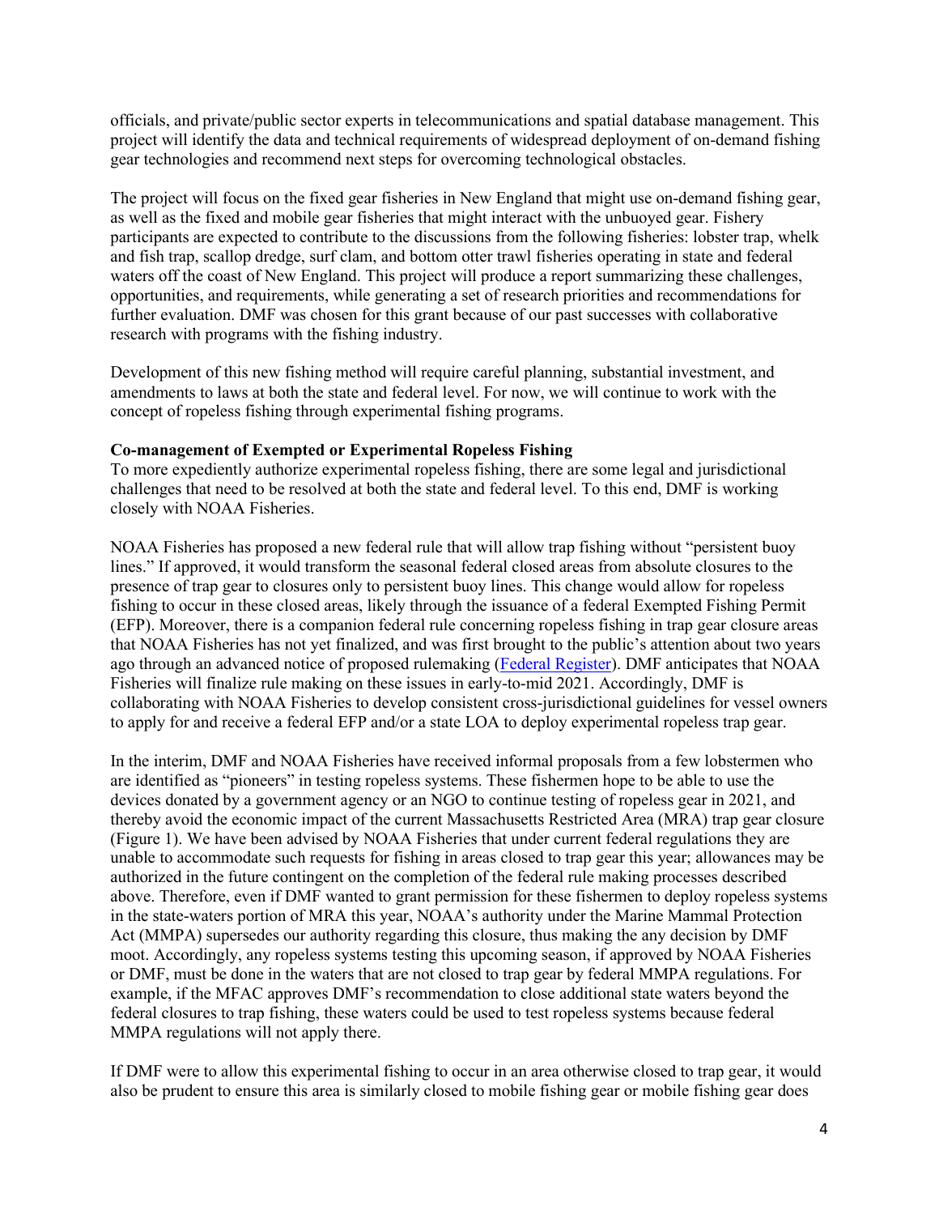officials, and private/public sector experts in telecommunications and spatial database management. This project will identify the data and technical requirements of widespread deployment of on-demand fishing gear technologies and recommend next steps for overcoming technological obstacles.

The project will focus on the fixed gear fisheries in New England that might use on-demand fishing gear, as well as the fixed and mobile gear fisheries that might interact with the unbuoyed gear. Fishery participants are expected to contribute to the discussions from the following fisheries: lobster trap, whelk and fish trap, scallop dredge, surf clam, and bottom otter trawl fisheries operating in state and federal waters off the coast of New England. This project will produce a report summarizing these challenges, opportunities, and requirements, while generating a set of research priorities and recommendations for further evaluation. DMF was chosen for this grant because of our past successes with collaborative research with programs with the fishing industry.

Development of this new fishing method will require careful planning, substantial investment, and amendments to laws at both the state and federal level. For now, we will continue to work with the concept of ropeless fishing through experimental fishing programs.

**Co-management of Exempted or Experimental Ropeless Fishing**

To more expediently authorize experimental ropeless fishing, there are some legal and jurisdictional challenges that need to be resolved at both the state and federal level. To this end, DMF is working closely with NOAA Fisheries.

NOAA Fisheries has proposed a new federal rule that will allow trap fishing without "persistent buoy lines." If approved, it would transform the seasonal federal closed areas from absolute closures to the presence of trap gear to closures only to persistent buoy lines. This change would allow for ropeless fishing to occur in these closed areas, likely through the issuance of a federal Exempted Fishing Permit (EFP). Moreover, there is a companion federal rule concerning ropeless fishing in trap gear closure areas that NOAA Fisheries has not yet finalized, and was first brought to the public's attention about two years ago through an advanced notice of proposed rulemaking (Federal Register). DMF anticipates that NOAA Fisheries will finalize rule making on these issues in early-to-mid 2021. Accordingly, DMF is collaborating with NOAA Fisheries to develop consistent cross-jurisdictional guidelines for vessel owners to apply for and receive a federal EFP and/or a state LOA to deploy experimental ropeless trap gear.

In the interim, DMF and NOAA Fisheries have received informal proposals from a few lobstermen who are identified as "pioneers" in testing ropeless systems. These fishermen hope to be able to use the devices donated by a government agency or an NGO to continue testing of ropeless gear in 2021, and thereby avoid the economic impact of the current Massachusetts Restricted Area (MRA) trap gear closure (Figure 1). We have been advised by NOAA Fisheries that under current federal regulations they are unable to accommodate such requests for fishing in areas closed to trap gear this year; allowances may be authorized in the future contingent on the completion of the federal rule making processes described above. Therefore, even if DMF wanted to grant permission for these fishermen to deploy ropeless systems in the state-waters portion of MRA this year, NOAA's authority under the Marine Mammal Protection Act (MMPA) supersedes our authority regarding this closure, thus making the any decision by DMF moot. Accordingly, any ropeless systems testing this upcoming season, if approved by NOAA Fisheries or DMF, must be done in the waters that are not closed to trap gear by federal MMPA regulations. For example, if the MFAC approves DMF's recommendation to close additional state waters beyond the federal closures to trap fishing, these waters could be used to test ropeless systems because federal MMPA regulations will not apply there.

If DMF were to allow this experimental fishing to occur in an area otherwise closed to trap gear, it would also be prudent to ensure this area is similarly closed to mobile fishing gear or mobile fishing gear does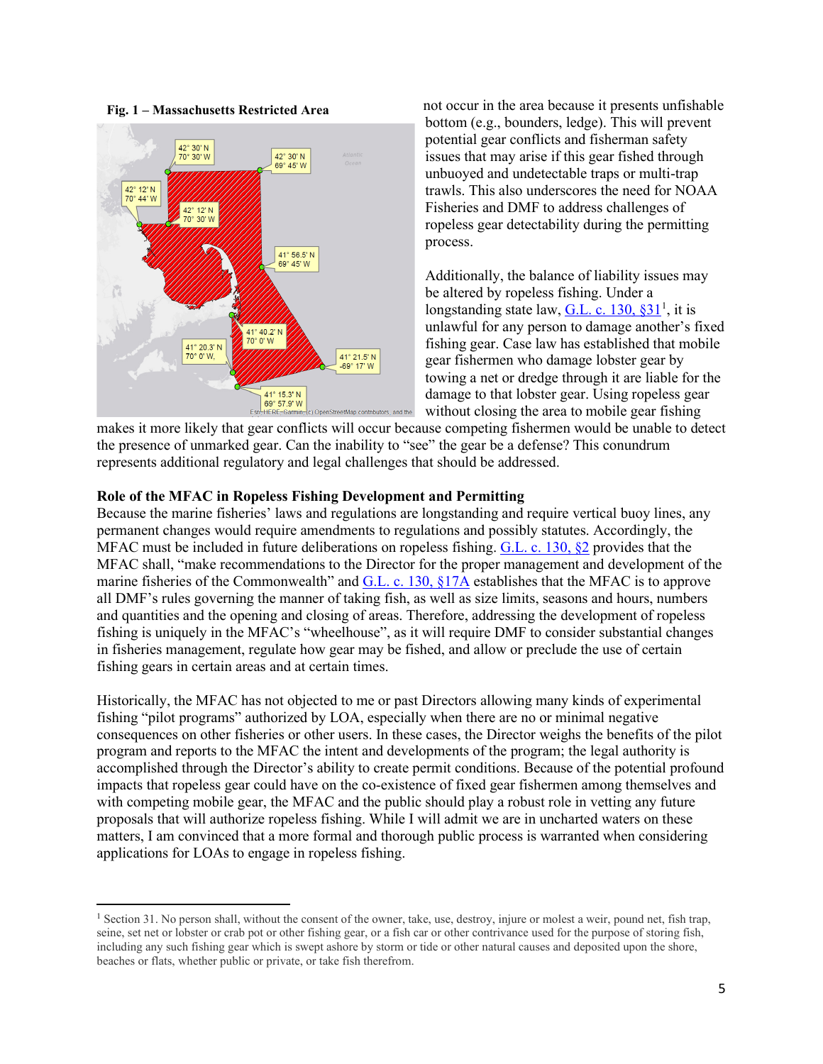**Fig. 1 – Massachusetts Restricted Area**

not occur in the area because it presents unfishable bottom (e.g., bounders, ledge). This will prevent potential gear conflicts and fisherman safety issues that may arise if this gear fished through unbuoyed and undetectable traps or multi-trap trawls. This also underscores the need for NOAA Fisheries and DMF to address challenges of ropeless gear detectability during the permitting process.

Additionally, the balance of liability issues may be altered by ropeless fishing. Under a longstanding state law, G.L. c. 130, §31[1], it is unlawful for any person to damage another's fixed fishing gear. Case law has established that mobile gear fishermen who damage lobster gear by towing a net or dredge through it are liable for the damage to that lobster gear. Using ropeless gear without closing the area to mobile gear fishing makes it more likely that gear conflicts will occur because competing fishermen would be unable to detect the presence of unmarked gear. Can the inability to "see" the gear be a defense? This conundrum represents additional regulatory and legal challenges that should be addressed.

**Role of the MFAC in Ropeless Fishing Development and Permitting**

Because the marine fisheries' laws and regulations are longstanding and require vertical buoy lines, any permanent changes would require amendments to regulations and possibly statutes. Accordingly, the MFAC must be included in future deliberations on ropeless fishing. G.L. c. 130, §2 provides that the MFAC shall, "make recommendations to the Director for the proper management and development of the marine fisheries of the Commonwealth" and G.L. c. 130, §17A establishes that the MFAC is to approve all DMF's rules governing the manner of taking fish, as well as size limits, seasons and hours, numbers and quantities and the opening and closing of areas. Therefore, addressing the development of ropeless fishing is uniquely in the MFAC's "wheelhouse", as it will require DMF to consider substantial changes in fisheries management, regulate how gear may be fished, and allow or preclude the use of certain fishing gears in certain areas and at certain times.

Historically, the MFAC has not objected to me or past Directors allowing many kinds of experimental fishing "pilot programs" authorized by LOA, especially when there are no or minimal negative consequences on other fisheries or other users. In these cases, the Director weighs the benefits of the pilot program and reports to the MFAC the intent and developments of the program; the legal authority is accomplished through the Director's ability to create permit conditions. Because of the potential profound impacts that ropeless gear could have on the co-existence of fixed gear fishermen among themselves and with competing mobile gear, the MFAC and the public should play a robust role in vetting any future proposals that will authorize ropeless fishing. While I will admit we are in uncharted waters on these matters, I am convinced that a more formal and thorough public process is warranted when considering applications for LOAs to engage in ropeless fishing.

---

[1] Section 31. No person shall, without the consent of the owner, take, use, destroy, injure or molest a weir, pound net, fish trap, seine, set net or lobster or crab pot or other fishing gear, or a fish car or other contrivance used for the purpose of storing fish, including any such fishing gear which is swept ashore by storm or tide or other natural causes and deposited upon the shore, beaches or flats, whether public or private, or take fish therefrom.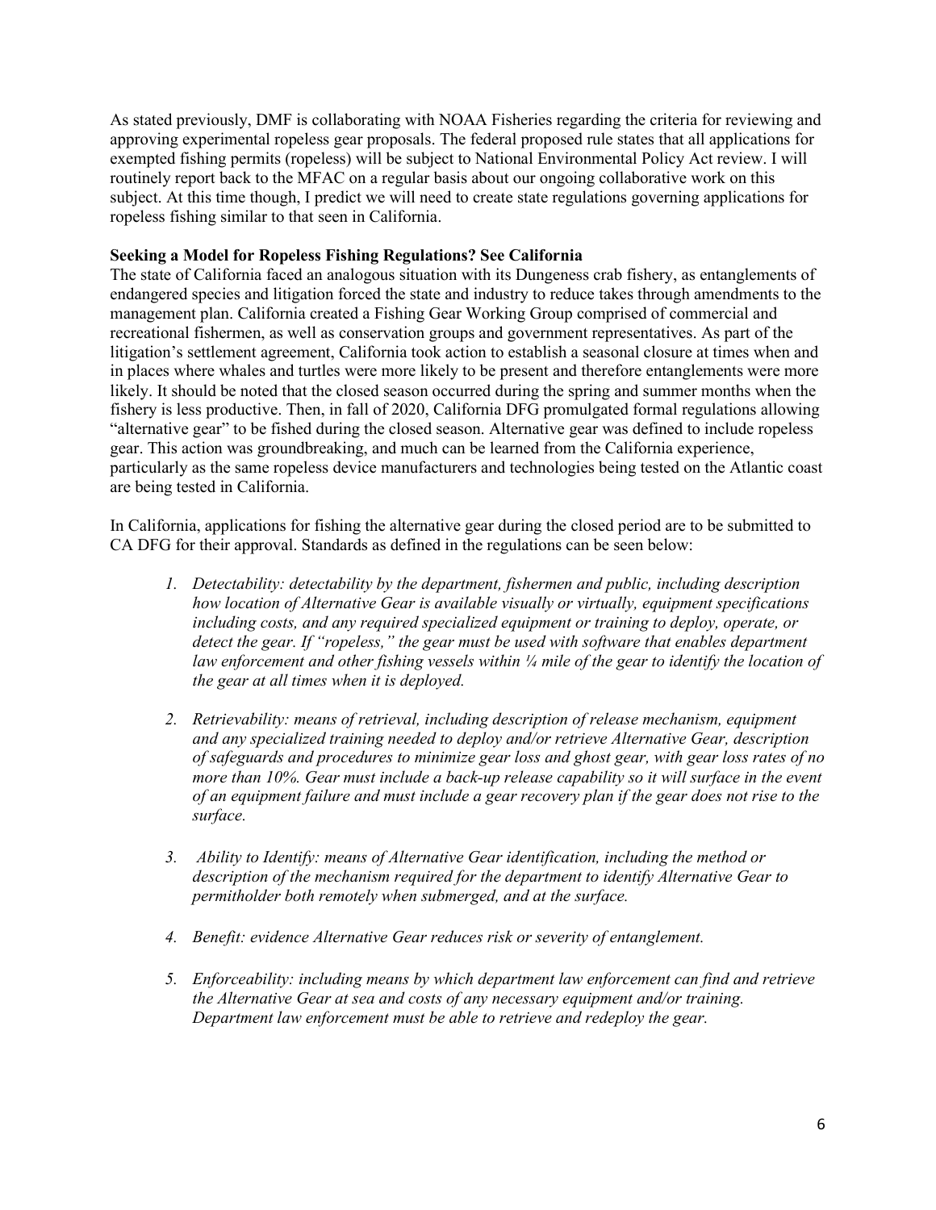As stated previously, DMF is collaborating with NOAA Fisheries regarding the criteria for reviewing and approving experimental ropeless gear proposals. The federal proposed rule states that all applications for exempted fishing permits (ropeless) will be subject to National Environmental Policy Act review. I will routinely report back to the MFAC on a regular basis about our ongoing collaborative work on this subject. At this time though, I predict we will need to create state regulations governing applications for ropeless fishing similar to that seen in California.

**Seeking a Model for Ropeless Fishing Regulations? See California**

The state of California faced an analogous situation with its Dungeness crab fishery, as entanglements of endangered species and litigation forced the state and industry to reduce takes through amendments to the management plan. California created a Fishing Gear Working Group comprised of commercial and recreational fishermen, as well as conservation groups and government representatives. As part of the litigation's settlement agreement, California took action to establish a seasonal closure at times when and in places where whales and turtles were more likely to be present and therefore entanglements were more likely. It should be noted that the closed season occurred during the spring and summer months when the fishery is less productive. Then, in fall of 2020, California DFG promulgated formal regulations allowing "alternative gear" to be fished during the closed season. Alternative gear was defined to include ropeless gear. This action was groundbreaking, and much can be learned from the California experience, particularly as the same ropeless device manufacturers and technologies being tested on the Atlantic coast are being tested in California.

In California, applications for fishing the alternative gear during the closed period are to be submitted to CA DFG for their approval. Standards as defined in the regulations can be seen below:

1. *Detectability: detectability by the department, fishermen and public, including description how location of Alternative Gear is available visually or virtually, equipment specifications including costs, and any required specialized equipment or training to deploy, operate, or detect the gear. If "ropeless," the gear must be used with software that enables department law enforcement and other fishing vessels within ¼ mile of the gear to identify the location of the gear at all times when it is deployed.*

2. *Retrievability: means of retrieval, including description of release mechanism, equipment and any specialized training needed to deploy and/or retrieve Alternative Gear, description of safeguards and procedures to minimize gear loss and ghost gear, with gear loss rates of no more than 10%. Gear must include a back-up release capability so it will surface in the event of an equipment failure and must include a gear recovery plan if the gear does not rise to the surface.*

3. *Ability to Identify: means of Alternative Gear identification, including the method or description of the mechanism required for the department to identify Alternative Gear to permitholder both remotely when submerged, and at the surface.*

4. *Benefit: evidence Alternative Gear reduces risk or severity of entanglement.*

5. *Enforceability: including means by which department law enforcement can find and retrieve the Alternative Gear at sea and costs of any necessary equipment and/or training. Department law enforcement must be able to retrieve and redeploy the gear.*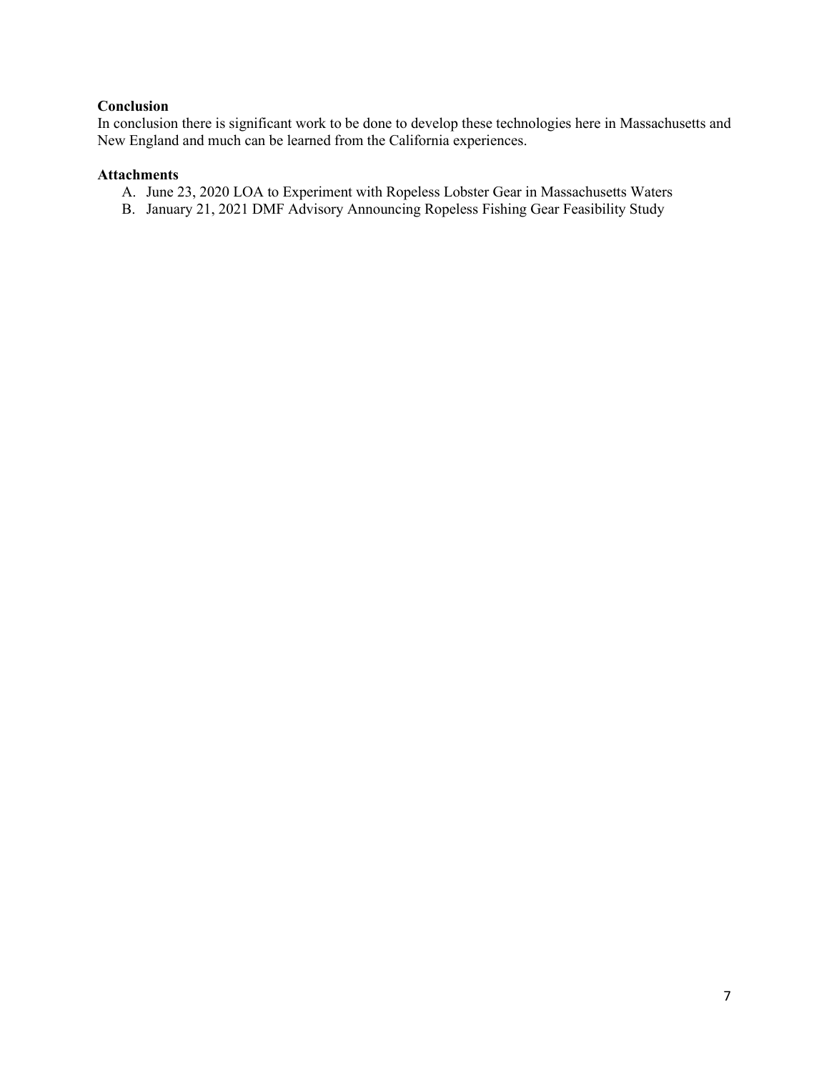**Conclusion**

In conclusion there is significant work to be done to develop these technologies here in Massachusetts and New England and much can be learned from the California experiences.

**Attachments**

A. June 23, 2020 LOA to Experiment with Ropeless Lobster Gear in Massachusetts Waters
B. January 21, 2021 DMF Advisory Announcing Ropeless Fishing Gear Feasibility Study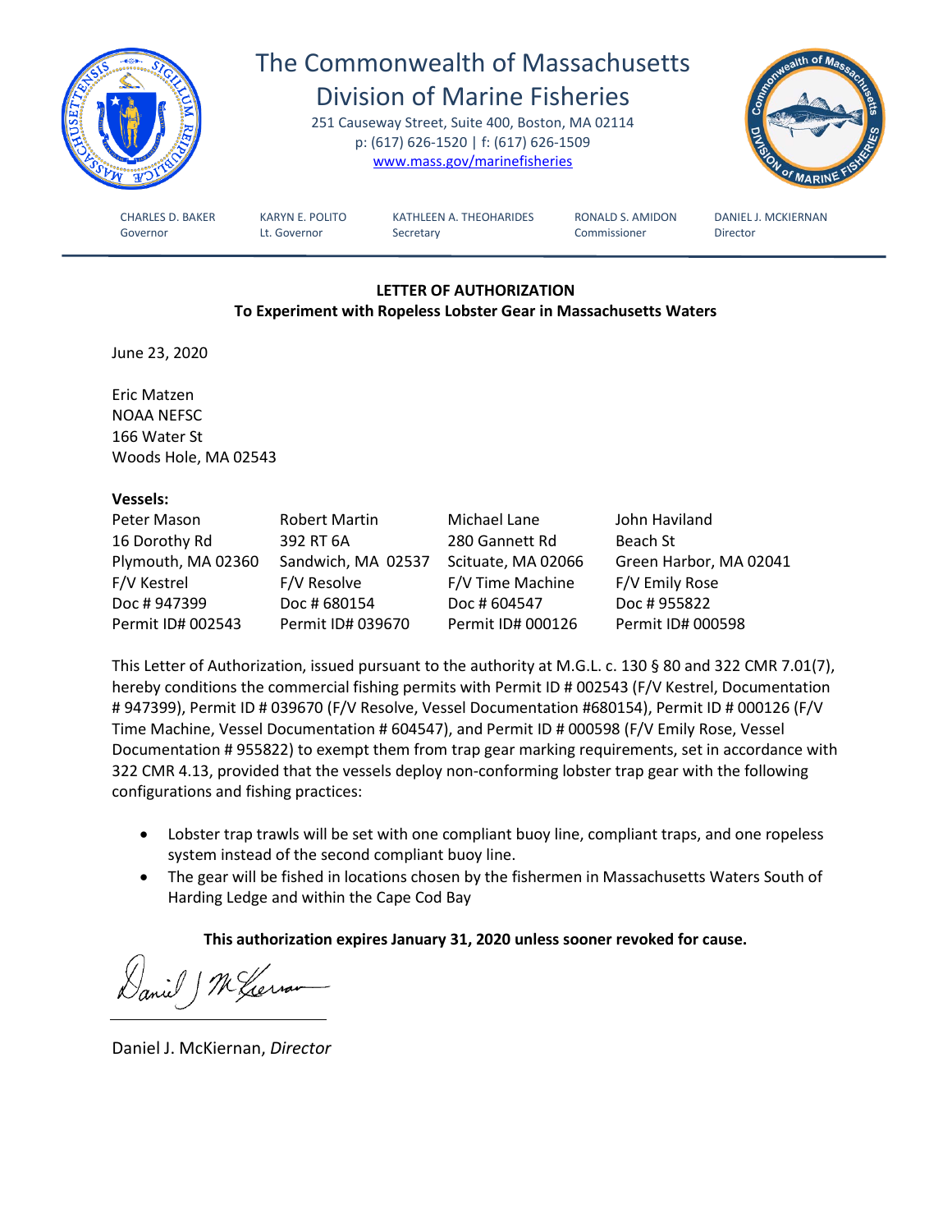# The Commonwealth of Massachusetts
## Division of Marine Fisheries

251 Causeway Street, Suite 400, Boston, MA 02114
p: (617) 626-1520 | f: (617) 626-1509
www.mass.gov/marinefisheries

| CHARLES D. BAKER | KARYN E. POLITO | KATHLEEN A. THEOHARIDES | RONALD S. AMIDON | DANIEL J. MCKIERNAN |
|---|---|---|---|---|
| Governor | Lt. Governor | Secretary | Commissioner | Director |

**LETTER OF AUTHORIZATION**
**To Experiment with Ropeless Lobster Gear in Massachusetts Waters**

June 23, 2020

Eric Matzen
NOAA NEFSC
166 Water St
Woods Hole, MA 02543

**Vessels:**

| | | | |
|---|---|---|---|
| Peter Mason | Robert Martin | Michael Lane | John Haviland |
| 16 Dorothy Rd | 392 RT 6A | 280 Gannett Rd | Beach St |
| Plymouth, MA 02360 | Sandwich, MA 02537 | Scituate, MA 02066 | Green Harbor, MA 02041 |
| F/V Kestrel | F/V Resolve | F/V Time Machine | F/V Emily Rose |
| Doc # 947399 | Doc # 680154 | Doc # 604547 | Doc # 955822 |
| Permit ID# 002543 | Permit ID# 039670 | Permit ID# 000126 | Permit ID# 000598 |

This Letter of Authorization, issued pursuant to the authority at M.G.L. c. 130 § 80 and 322 CMR 7.01(7), hereby conditions the commercial fishing permits with Permit ID # 002543 (F/V Kestrel, Documentation # 947399), Permit ID # 039670 (F/V Resolve, Vessel Documentation #680154), Permit ID # 000126 (F/V Time Machine, Vessel Documentation # 604547), and Permit ID # 000598 (F/V Emily Rose, Vessel Documentation # 955822) to exempt them from trap gear marking requirements, set in accordance with 322 CMR 4.13, provided that the vessels deploy non-conforming lobster trap gear with the following configurations and fishing practices:

- Lobster trap trawls will be set with one compliant buoy line, compliant traps, and one ropeless system instead of the second compliant buoy line.
- The gear will be fished in locations chosen by the fishermen in Massachusetts Waters South of Harding Ledge and within the Cape Cod Bay

**This authorization expires January 31, 2020 unless sooner revoked for cause.**

Daniel J. McKiernan, *Director*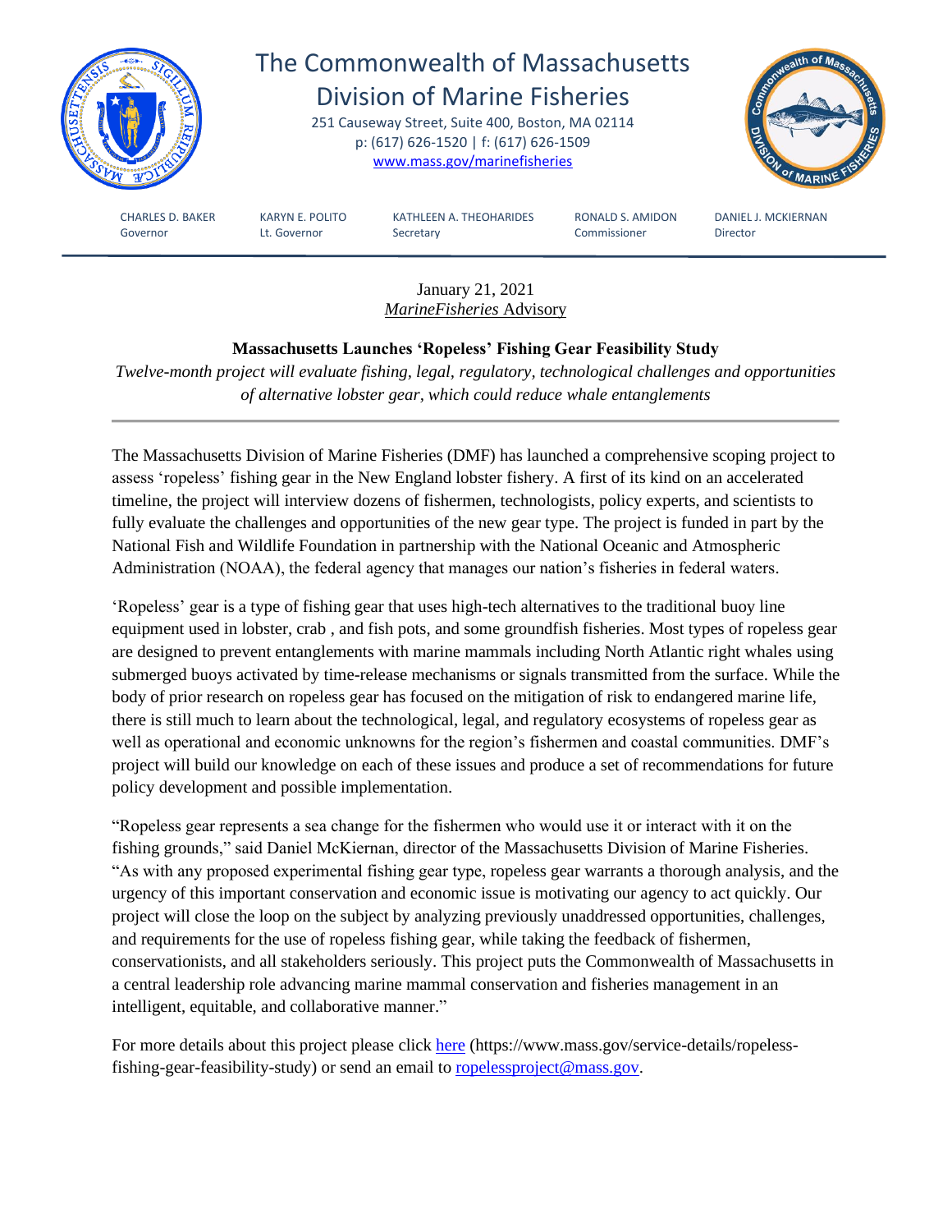# The Commonwealth of Massachusetts
## Division of Marine Fisheries

251 Causeway Street, Suite 400, Boston, MA 02114
p: (617) 626-1520 | f: (617) 626-1509
www.mass.gov/marinefisheries

| | | | | |
|---|---|---|---|---|
| CHARLES D. BAKER<br>Governor | KARYN E. POLITO<br>Lt. Governor | KATHLEEN A. THEOHARIDES<br>Secretary | RONALD S. AMIDON<br>Commissioner | DANIEL J. MCKIERNAN<br>Director |

January 21, 2021
*MarineFisheries* Advisory

**Massachusetts Launches 'Ropeless' Fishing Gear Feasibility Study**

*Twelve-month project will evaluate fishing, legal, regulatory, technological challenges and opportunities of alternative lobster gear, which could reduce whale entanglements*

---

The Massachusetts Division of Marine Fisheries (DMF) has launched a comprehensive scoping project to assess 'ropeless' fishing gear in the New England lobster fishery. A first of its kind on an accelerated timeline, the project will interview dozens of fishermen, technologists, policy experts, and scientists to fully evaluate the challenges and opportunities of the new gear type. The project is funded in part by the National Fish and Wildlife Foundation in partnership with the National Oceanic and Atmospheric Administration (NOAA), the federal agency that manages our nation's fisheries in federal waters.

'Ropeless' gear is a type of fishing gear that uses high-tech alternatives to the traditional buoy line equipment used in lobster, crab , and fish pots, and some groundfish fisheries. Most types of ropeless gear are designed to prevent entanglements with marine mammals including North Atlantic right whales using submerged buoys activated by time-release mechanisms or signals transmitted from the surface. While the body of prior research on ropeless gear has focused on the mitigation of risk to endangered marine life, there is still much to learn about the technological, legal, and regulatory ecosystems of ropeless gear as well as operational and economic unknowns for the region's fishermen and coastal communities. DMF's project will build our knowledge on each of these issues and produce a set of recommendations for future policy development and possible implementation.

"Ropeless gear represents a sea change for the fishermen who would use it or interact with it on the fishing grounds," said Daniel McKiernan, director of the Massachusetts Division of Marine Fisheries. "As with any proposed experimental fishing gear type, ropeless gear warrants a thorough analysis, and the urgency of this important conservation and economic issue is motivating our agency to act quickly. Our project will close the loop on the subject by analyzing previously unaddressed opportunities, challenges, and requirements for the use of ropeless fishing gear, while taking the feedback of fishermen, conservationists, and all stakeholders seriously. This project puts the Commonwealth of Massachusetts in a central leadership role advancing marine mammal conservation and fisheries management in an intelligent, equitable, and collaborative manner."

For more details about this project please click here (https://www.mass.gov/service-details/ropeless-fishing-gear-feasibility-study) or send an email to ropelessproject@mass.gov.